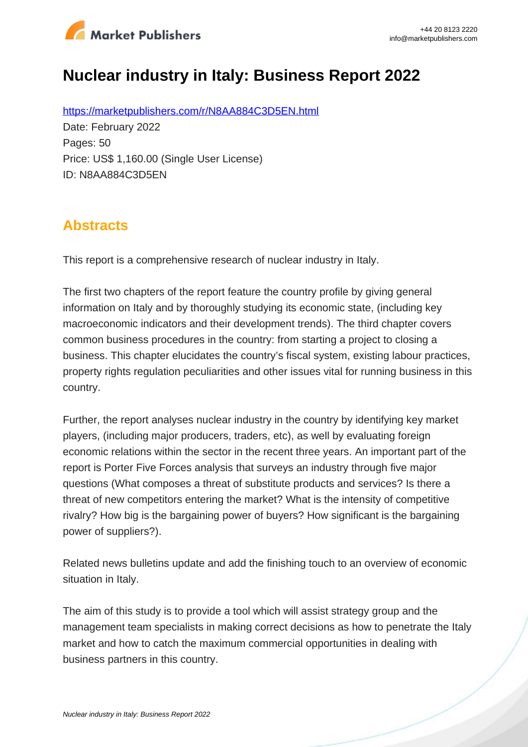# Nuclear industry in Italy: Business Report 2022

https://marketpublishers.com/r/N8AA884C3D5EN.html

Date: February 2022

Pages: 50

Price: US$ 1,160.00 (Single User License)

ID: N8AA884C3D5EN

## Abstracts

This report is a comprehensive research of nuclear industry in Italy.

The first two chapters of the report feature the country profile by giving general information on Italy and by thoroughly studying its economic state, (including key macroeconomic indicators and their development trends). The third chapter covers common business procedures in the country: from starting a project to closing a business. This chapter elucidates the country's fiscal system, existing labour practices, property rights regulation peculiarities and other issues vital for running business in this country.

Further, the report analyses nuclear industry in the country by identifying key market players, (including major producers, traders, etc), as well by evaluating foreign economic relations within the sector in the recent three years. An important part of the report is Porter Five Forces analysis that surveys an industry through five major questions (What composes a threat of substitute products and services? Is there a threat of new competitors entering the market? What is the intensity of competitive rivalry? How big is the bargaining power of buyers? How significant is the bargaining power of suppliers?).

Related news bulletins update and add the finishing touch to an overview of economic situation in Italy.

The aim of this study is to provide a tool which will assist strategy group and the management team specialists in making correct decisions as how to penetrate the Italy market and how to catch the maximum commercial opportunities in dealing with business partners in this country.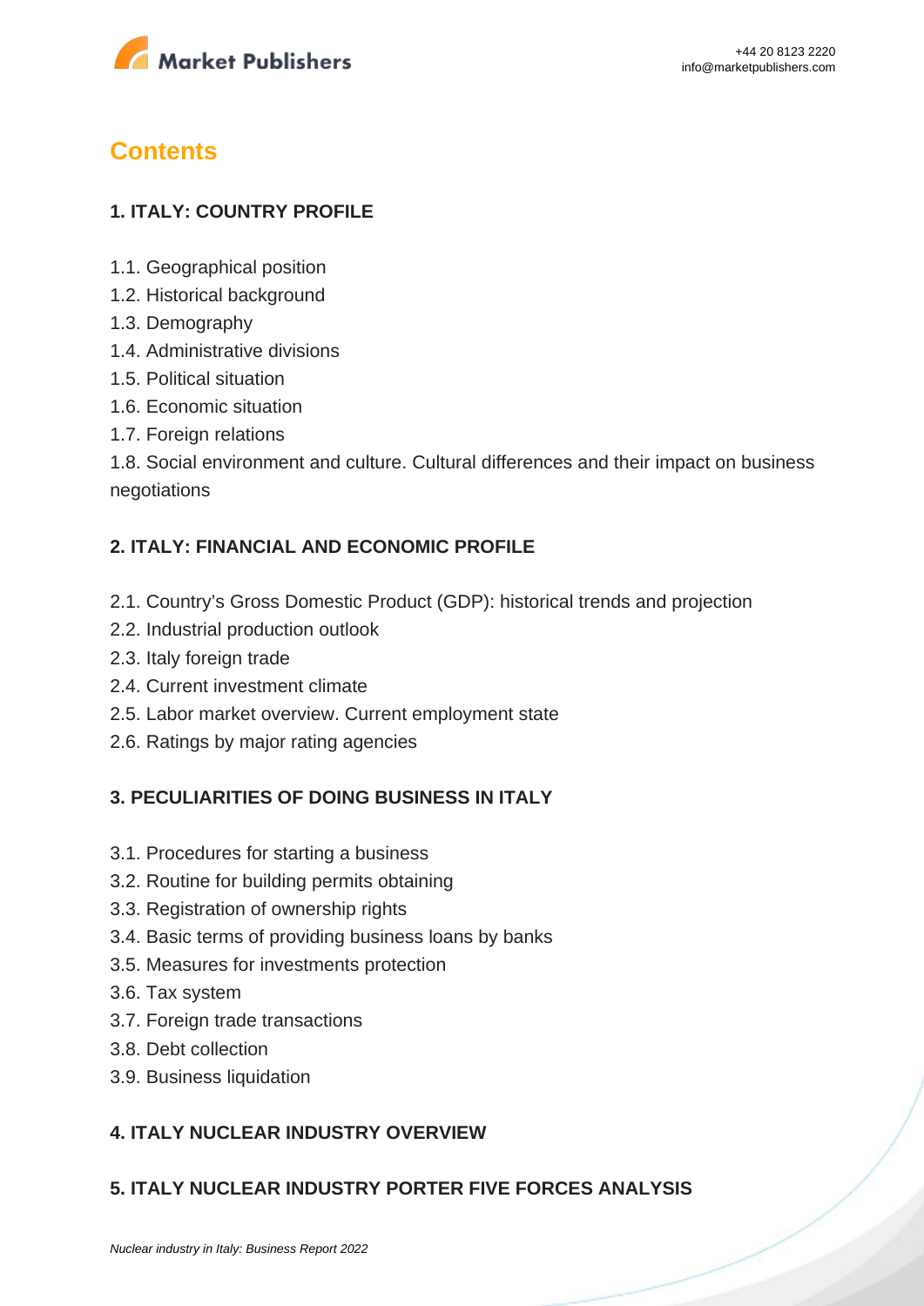# Contents

## 1. ITALY: COUNTRY PROFILE

1.1. Geographical position
1.2. Historical background
1.3. Demography
1.4. Administrative divisions
1.5. Political situation
1.6. Economic situation
1.7. Foreign relations
1.8. Social environment and culture. Cultural differences and their impact on business negotiations

## 2. ITALY: FINANCIAL AND ECONOMIC PROFILE

2.1. Country's Gross Domestic Product (GDP): historical trends and projection
2.2. Industrial production outlook
2.3. Italy foreign trade
2.4. Current investment climate
2.5. Labor market overview. Current employment state
2.6. Ratings by major rating agencies

## 3. PECULIARITIES OF DOING BUSINESS IN ITALY

3.1. Procedures for starting a business
3.2. Routine for building permits obtaining
3.3. Registration of ownership rights
3.4. Basic terms of providing business loans by banks
3.5. Measures for investments protection
3.6. Tax system
3.7. Foreign trade transactions
3.8. Debt collection
3.9. Business liquidation

## 4. ITALY NUCLEAR INDUSTRY OVERVIEW

## 5. ITALY NUCLEAR INDUSTRY PORTER FIVE FORCES ANALYSIS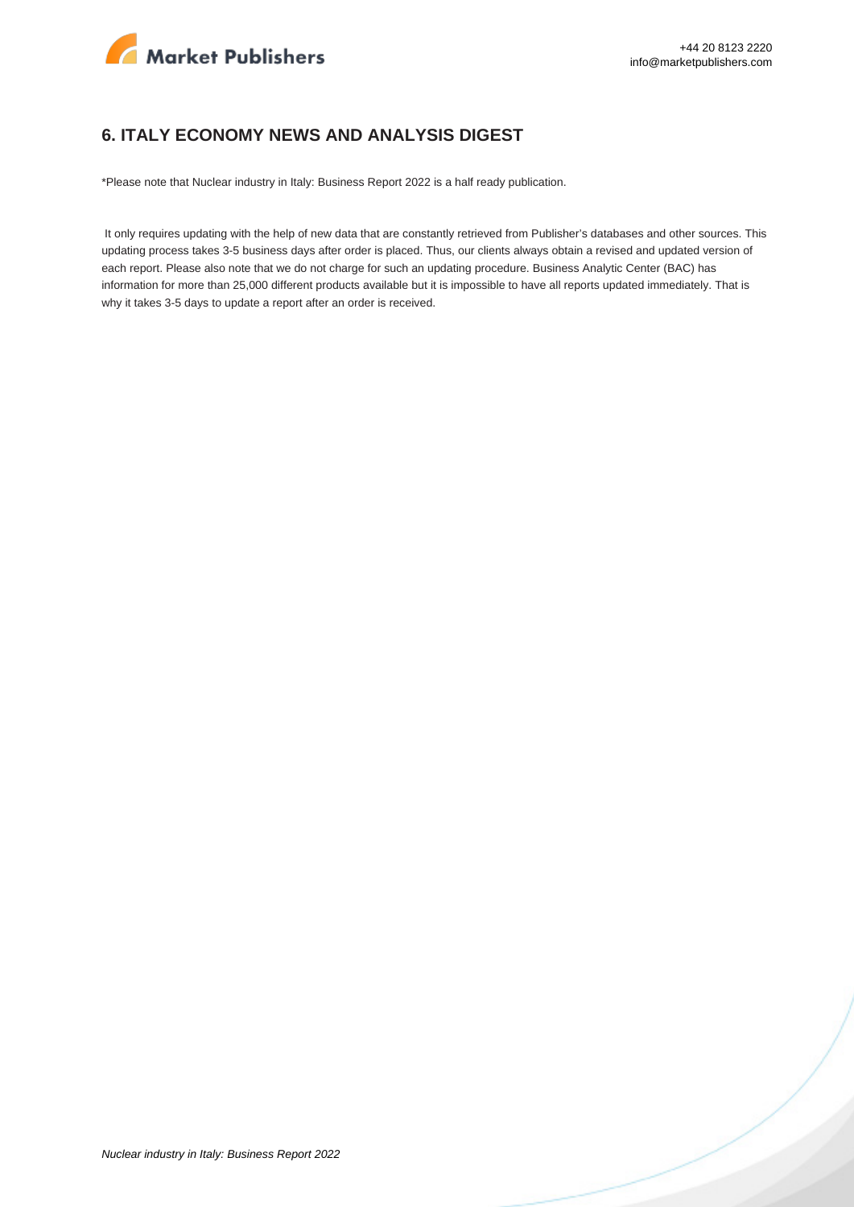## 6. ITALY ECONOMY NEWS AND ANALYSIS DIGEST

*Please note that Nuclear industry in Italy: Business Report 2022 is a half ready publication.

It only requires updating with the help of new data that are constantly retrieved from Publisher's databases and other sources. This updating process takes 3-5 business days after order is placed. Thus, our clients always obtain a revised and updated version of each report. Please also note that we do not charge for such an updating procedure. Business Analytic Center (BAC) has information for more than 25,000 different products available but it is impossible to have all reports updated immediately. That is why it takes 3-5 days to update a report after an order is received.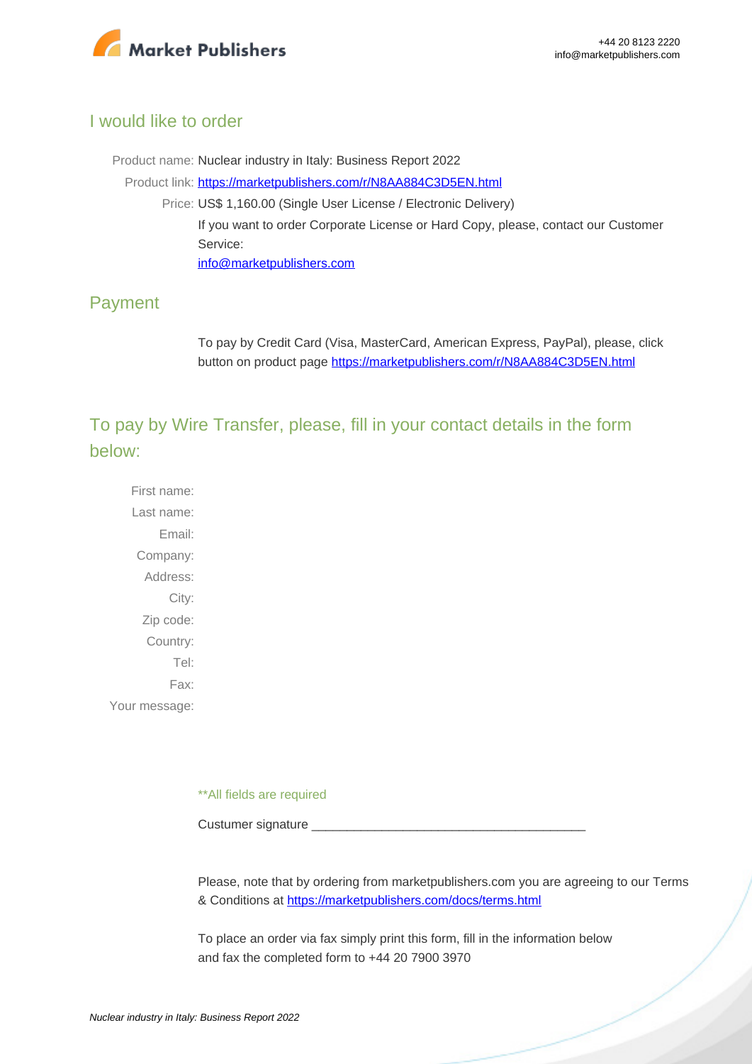## I would like to order

Product name: Nuclear industry in Italy: Business Report 2022

Product link: https://marketpublishers.com/r/N8AA884C3D5EN.html

Price: US$ 1,160.00 (Single User License / Electronic Delivery)

If you want to order Corporate License or Hard Copy, please, contact our Customer Service:

info@marketpublishers.com

## Payment

To pay by Credit Card (Visa, MasterCard, American Express, PayPal), please, click button on product page https://marketpublishers.com/r/N8AA884C3D5EN.html

## To pay by Wire Transfer, please, fill in your contact details in the form below:

First name:

Last name:

Email:

Company:

Address:

City:

Zip code:

Country:

Tel:

Fax:

Your message:

**All fields are required

Custumer signature _______________________________________

Please, note that by ordering from marketpublishers.com you are agreeing to our Terms & Conditions at https://marketpublishers.com/docs/terms.html

To place an order via fax simply print this form, fill in the information below and fax the completed form to +44 20 7900 3970